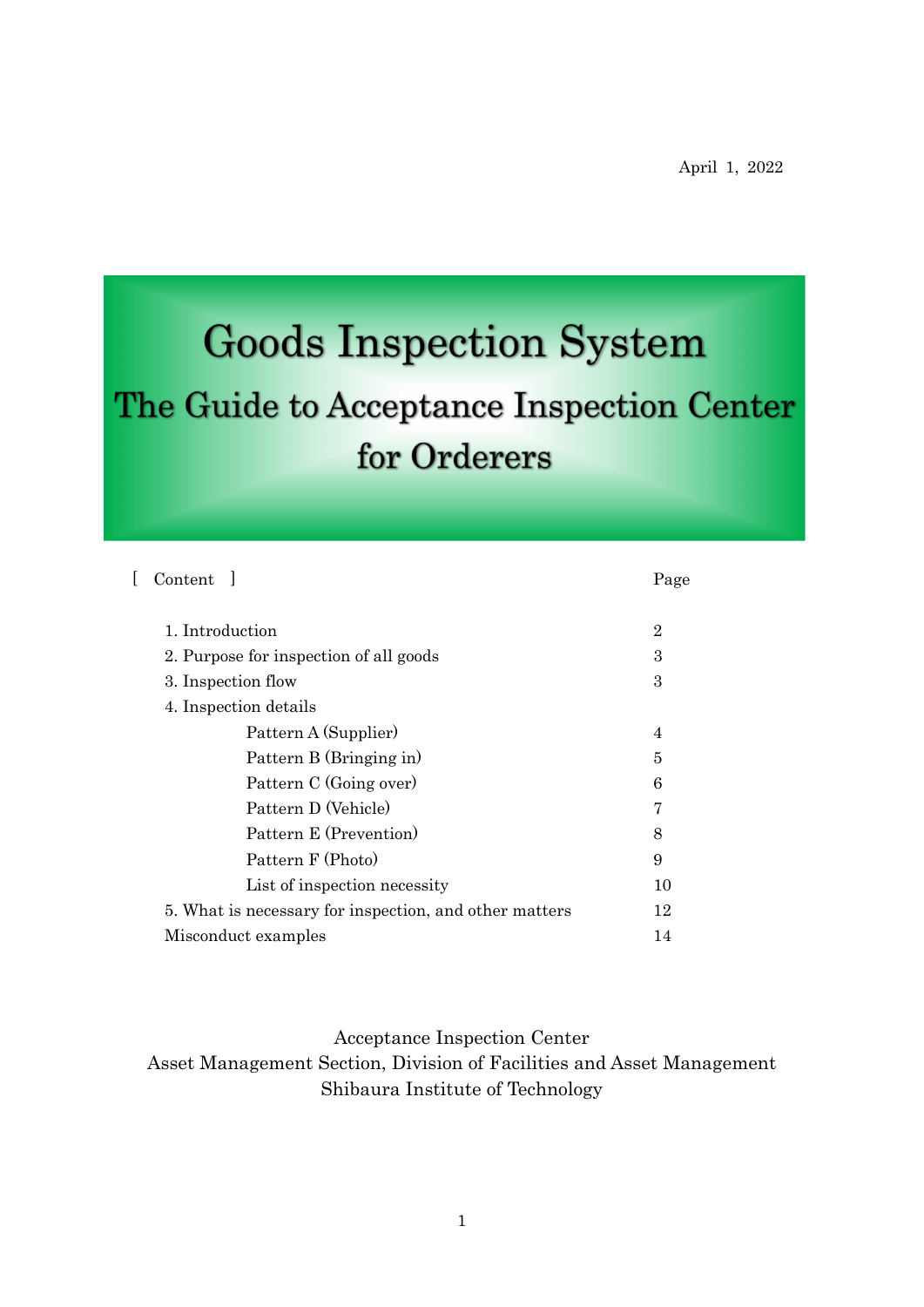April 1, 2022

# Goods Inspection System

## The Guide to Acceptance Inspection Center for Orderers

[ Content ]

| | Page |
|---|---|
| 1. Introduction | 2 |
| 2. Purpose for inspection of all goods | 3 |
| 3. Inspection flow | 3 |
| 4. Inspection details | |
| Pattern A (Supplier) | 4 |
| Pattern B (Bringing in) | 5 |
| Pattern C (Going over) | 6 |
| Pattern D (Vehicle) | 7 |
| Pattern E (Prevention) | 8 |
| Pattern F (Photo) | 9 |
| List of inspection necessity | 10 |
| 5. What is necessary for inspection, and other matters | 12 |
| Misconduct examples | 14 |

Acceptance Inspection Center
Asset Management Section, Division of Facilities and Asset Management
Shibaura Institute of Technology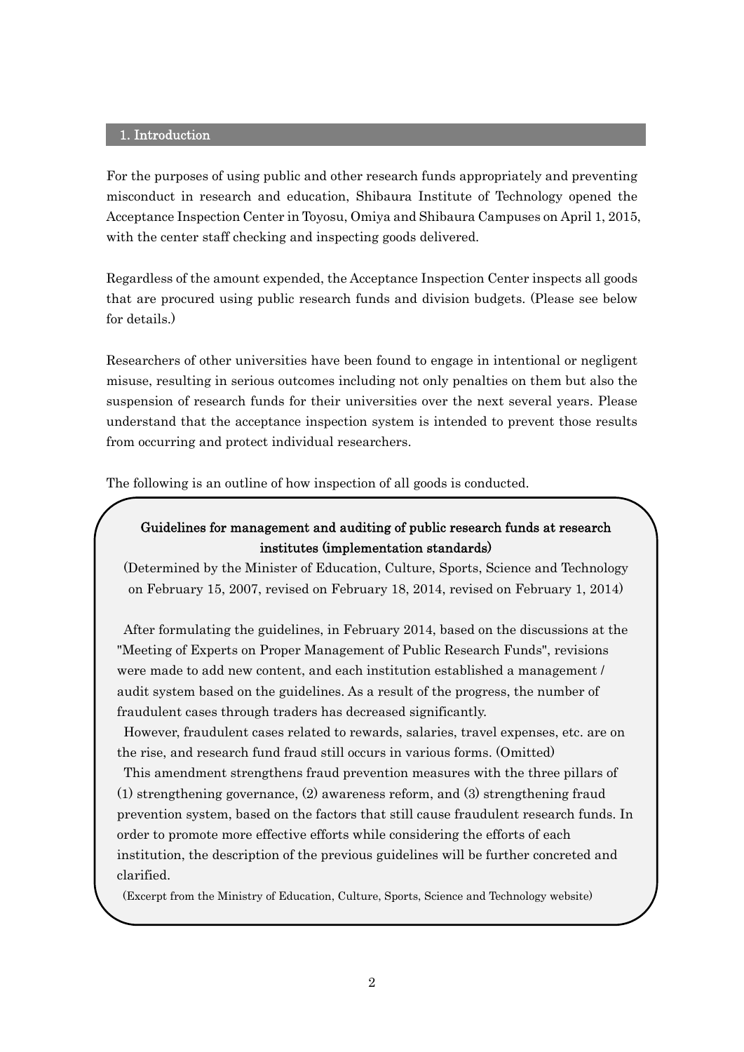## 1. Introduction

For the purposes of using public and other research funds appropriately and preventing misconduct in research and education, Shibaura Institute of Technology opened the Acceptance Inspection Center in Toyosu, Omiya and Shibaura Campuses on April 1, 2015, with the center staff checking and inspecting goods delivered.

Regardless of the amount expended, the Acceptance Inspection Center inspects all goods that are procured using public research funds and division budgets. (Please see below for details.)

Researchers of other universities have been found to engage in intentional or negligent misuse, resulting in serious outcomes including not only penalties on them but also the suspension of research funds for their universities over the next several years. Please understand that the acceptance inspection system is intended to prevent those results from occurring and protect individual researchers.

The following is an outline of how inspection of all goods is conducted.

**Guidelines for management and auditing of public research funds at research institutes (implementation standards)**

(Determined by the Minister of Education, Culture, Sports, Science and Technology on February 15, 2007, revised on February 18, 2014, revised on February 1, 2014)

After formulating the guidelines, in February 2014, based on the discussions at the "Meeting of Experts on Proper Management of Public Research Funds", revisions were made to add new content, and each institution established a management / audit system based on the guidelines. As a result of the progress, the number of fraudulent cases through traders has decreased significantly.

However, fraudulent cases related to rewards, salaries, travel expenses, etc. are on the rise, and research fund fraud still occurs in various forms. (Omitted)

This amendment strengthens fraud prevention measures with the three pillars of (1) strengthening governance, (2) awareness reform, and (3) strengthening fraud prevention system, based on the factors that still cause fraudulent research funds. In order to promote more effective efforts while considering the efforts of each institution, the description of the previous guidelines will be further concreted and clarified.

(Excerpt from the Ministry of Education, Culture, Sports, Science and Technology website)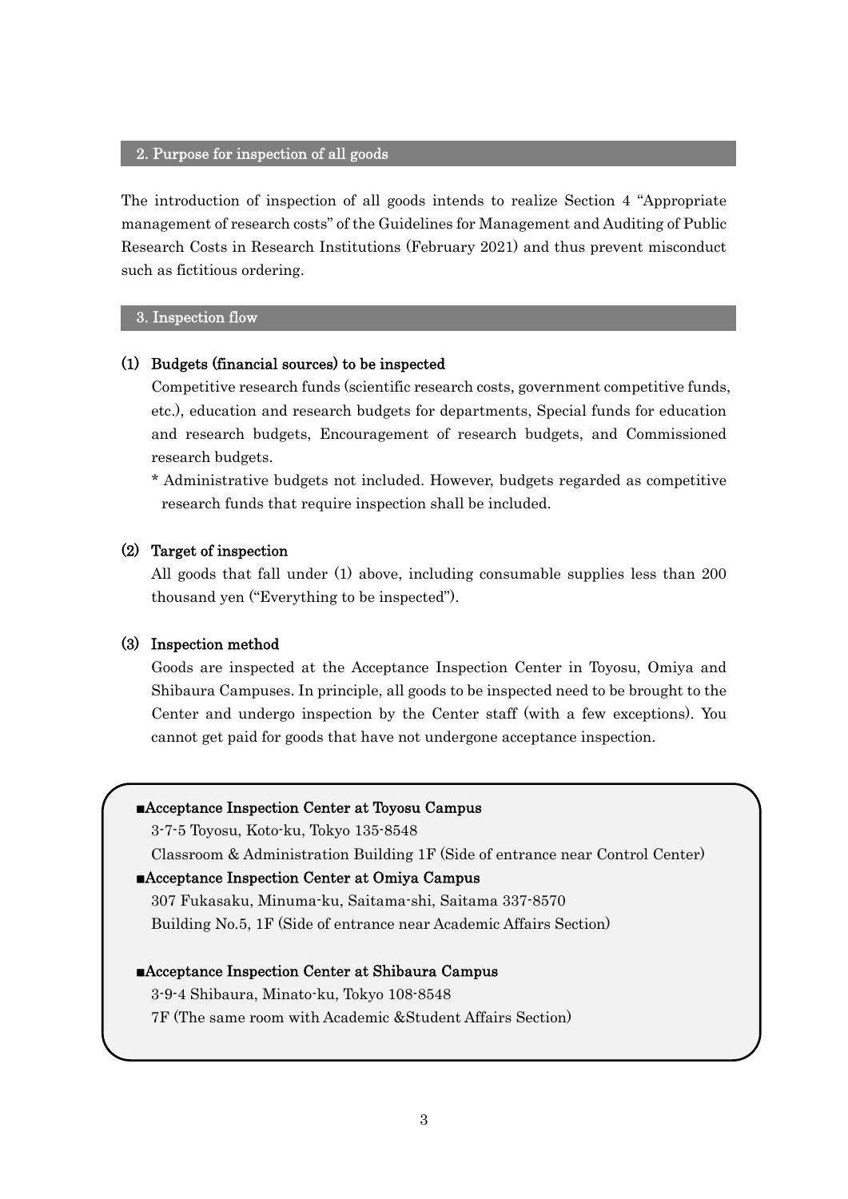## 2. Purpose for inspection of all goods

The introduction of inspection of all goods intends to realize Section 4 "Appropriate management of research costs" of the Guidelines for Management and Auditing of Public Research Costs in Research Institutions (February 2021) and thus prevent misconduct such as fictitious ordering.

## 3. Inspection flow

### (1) Budgets (financial sources) to be inspected

Competitive research funds (scientific research costs, government competitive funds, etc.), education and research budgets for departments, Special funds for education and research budgets, Encouragement of research budgets, and Commissioned research budgets.

\* Administrative budgets not included. However, budgets regarded as competitive research funds that require inspection shall be included.

### (2) Target of inspection

All goods that fall under (1) above, including consumable supplies less than 200 thousand yen ("Everything to be inspected").

### (3) Inspection method

Goods are inspected at the Acceptance Inspection Center in Toyosu, Omiya and Shibaura Campuses. In principle, all goods to be inspected need to be brought to the Center and undergo inspection by the Center staff (with a few exceptions). You cannot get paid for goods that have not undergone acceptance inspection.

**■Acceptance Inspection Center at Toyosu Campus**

3-7-5 Toyosu, Koto-ku, Tokyo 135-8548

Classroom & Administration Building 1F (Side of entrance near Control Center)

**■Acceptance Inspection Center at Omiya Campus**

307 Fukasaku, Minuma-ku, Saitama-shi, Saitama 337-8570

Building No.5, 1F (Side of entrance near Academic Affairs Section)

**■Acceptance Inspection Center at Shibaura Campus**

3-9-4 Shibaura, Minato-ku, Tokyo 108-8548

7F (The same room with Academic &Student Affairs Section)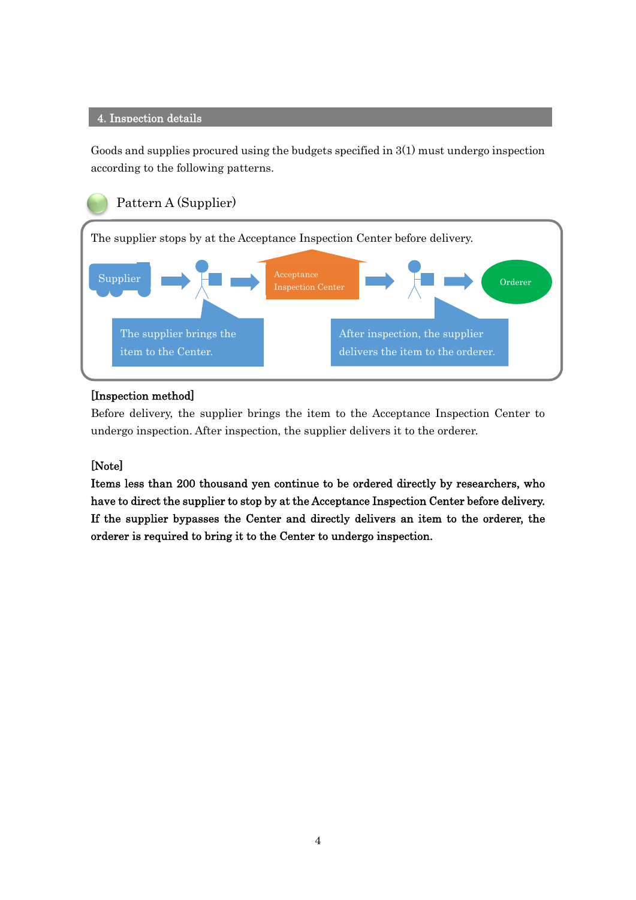## 4. Inspection details

Goods and supplies procured using the budgets specified in 3(1) must undergo inspection according to the following patterns.

### Pattern A (Supplier)

The supplier stops by at the Acceptance Inspection Center before delivery.

Supplier → Acceptance Inspection Center → Orderer

The supplier brings the item to the Center.

After inspection, the supplier delivers the item to the orderer.

**[Inspection method]**

Before delivery, the supplier brings the item to the Acceptance Inspection Center to undergo inspection. After inspection, the supplier delivers it to the orderer.

**[Note]**

**Items less than 200 thousand yen continue to be ordered directly by researchers, who have to direct the supplier to stop by at the Acceptance Inspection Center before delivery. If the supplier bypasses the Center and directly delivers an item to the orderer, the orderer is required to bring it to the Center to undergo inspection.**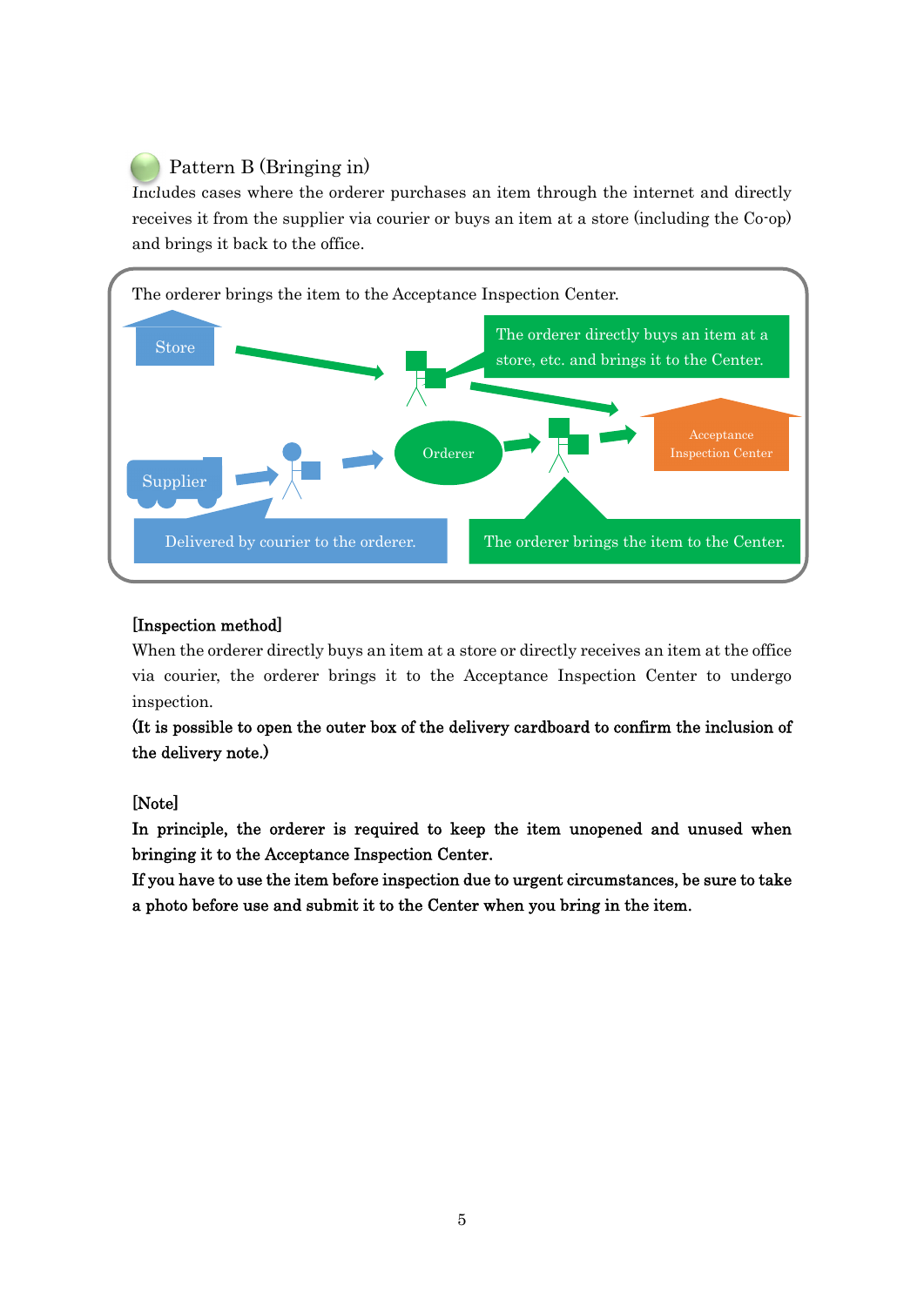## Pattern B (Bringing in)

Includes cases where the orderer purchases an item through the internet and directly receives it from the supplier via courier or buys an item at a store (including the Co-op) and brings it back to the office.

The orderer brings the item to the Acceptance Inspection Center.

Store

The orderer directly buys an item at a store, etc. and brings it to the Center.

Supplier

Orderer

Acceptance Inspection Center

Delivered by courier to the orderer.

The orderer brings the item to the Center.

**[Inspection method]**

When the orderer directly buys an item at a store or directly receives an item at the office via courier, the orderer brings it to the Acceptance Inspection Center to undergo inspection.

**(It is possible to open the outer box of the delivery cardboard to confirm the inclusion of the delivery note.)**

**[Note]**

**In principle, the orderer is required to keep the item unopened and unused when bringing it to the Acceptance Inspection Center.**

**If you have to use the item before inspection due to urgent circumstances, be sure to take a photo before use and submit it to the Center when you bring in the item.**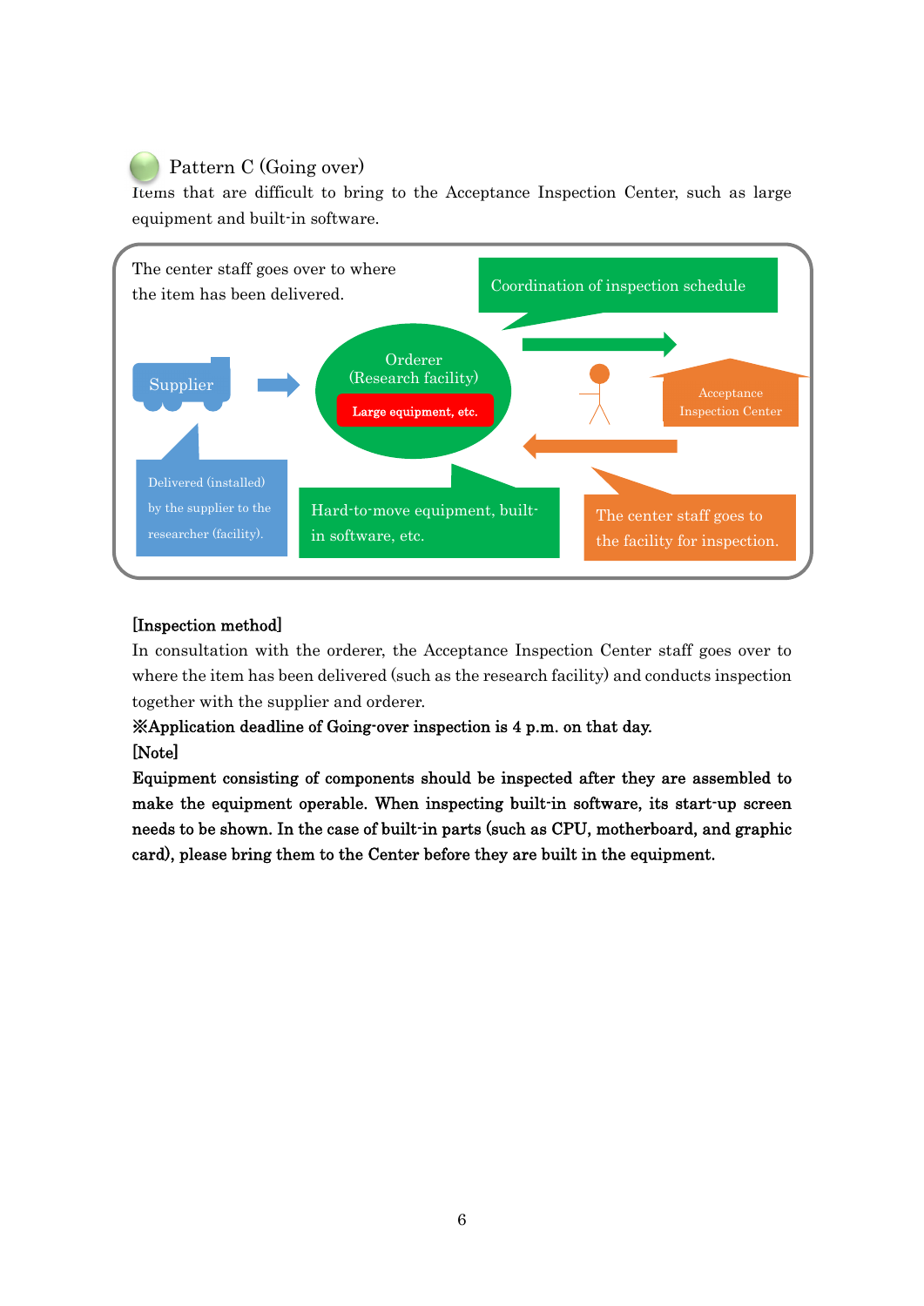## Pattern C (Going over)

Items that are difficult to bring to the Acceptance Inspection Center, such as large equipment and built-in software.

The center staff goes over to where the item has been delivered.

Coordination of inspection schedule

Supplier

Orderer (Research facility)

Large equipment, etc.

Acceptance Inspection Center

Delivered (installed) by the supplier to the researcher (facility).

Hard-to-move equipment, built-in software, etc.

The center staff goes to the facility for inspection.

[Inspection method]

In consultation with the orderer, the Acceptance Inspection Center staff goes over to where the item has been delivered (such as the research facility) and conducts inspection together with the supplier and orderer.

**※Application deadline of Going-over inspection is 4 p.m. on that day.**

**[Note]**

**Equipment consisting of components should be inspected after they are assembled to make the equipment operable. When inspecting built-in software, its start-up screen needs to be shown. In the case of built-in parts (such as CPU, motherboard, and graphic card), please bring them to the Center before they are built in the equipment.**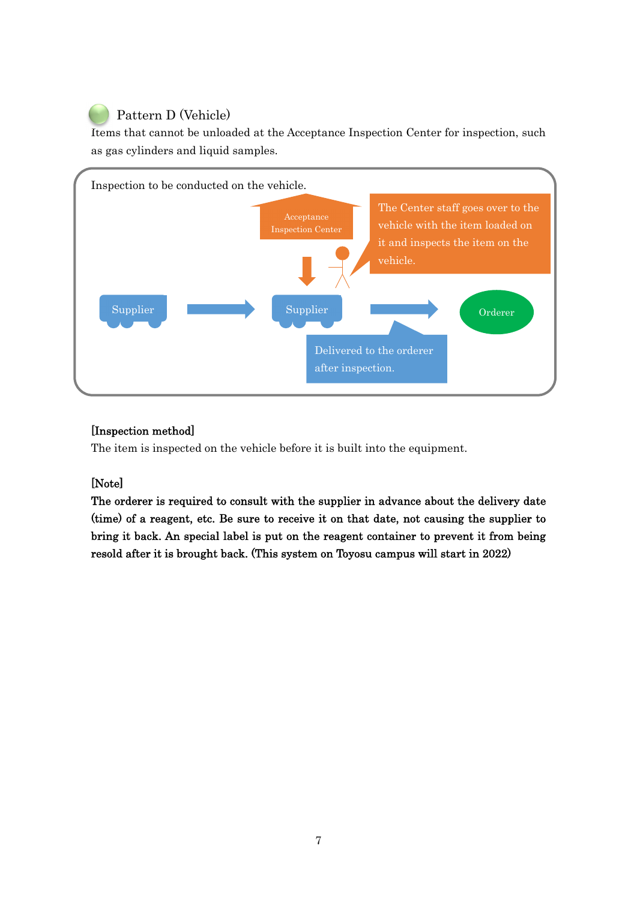## Pattern D (Vehicle)

Items that cannot be unloaded at the Acceptance Inspection Center for inspection, such as gas cylinders and liquid samples.

Inspection to be conducted on the vehicle.

Acceptance Inspection Center

The Center staff goes over to the vehicle with the item loaded on it and inspects the item on the vehicle.

Supplier → Supplier → Orderer

Delivered to the orderer after inspection.

**[Inspection method]**

The item is inspected on the vehicle before it is built into the equipment.

**[Note]**

**The orderer is required to consult with the supplier in advance about the delivery date (time) of a reagent, etc. Be sure to receive it on that date, not causing the supplier to bring it back. An special label is put on the reagent container to prevent it from being resold after it is brought back. (This system on Toyosu campus will start in 2022)**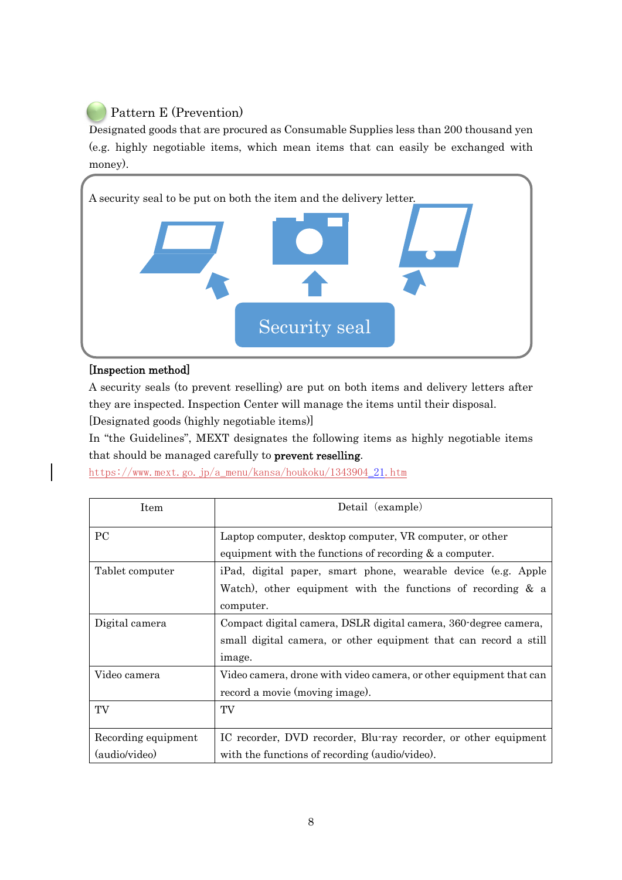## Pattern E (Prevention)

Designated goods that are procured as Consumable Supplies less than 200 thousand yen (e.g. highly negotiable items, which mean items that can easily be exchanged with money).

A security seal to be put on both the item and the delivery letter.

Security seal

**[Inspection method]**

A security seals (to prevent reselling) are put on both items and delivery letters after they are inspected. Inspection Center will manage the items until their disposal.

[Designated goods (highly negotiable items)]

In "the Guidelines", MEXT designates the following items as highly negotiable items that should be managed carefully to **prevent reselling**.

https://www.mext.go.jp/a_menu/kansa/houkoku/1343904_21.htm

| Item | Detail (example) |
|---|---|
| PC | Laptop computer, desktop computer, VR computer, or other equipment with the functions of recording & a computer. |
| Tablet computer | iPad, digital paper, smart phone, wearable device (e.g. Apple Watch), other equipment with the functions of recording & a computer. |
| Digital camera | Compact digital camera, DSLR digital camera, 360-degree camera, small digital camera, or other equipment that can record a still image. |
| Video camera | Video camera, drone with video camera, or other equipment that can record a movie (moving image). |
| TV | TV |
| Recording equipment (audio/video) | IC recorder, DVD recorder, Blu-ray recorder, or other equipment with the functions of recording (audio/video). |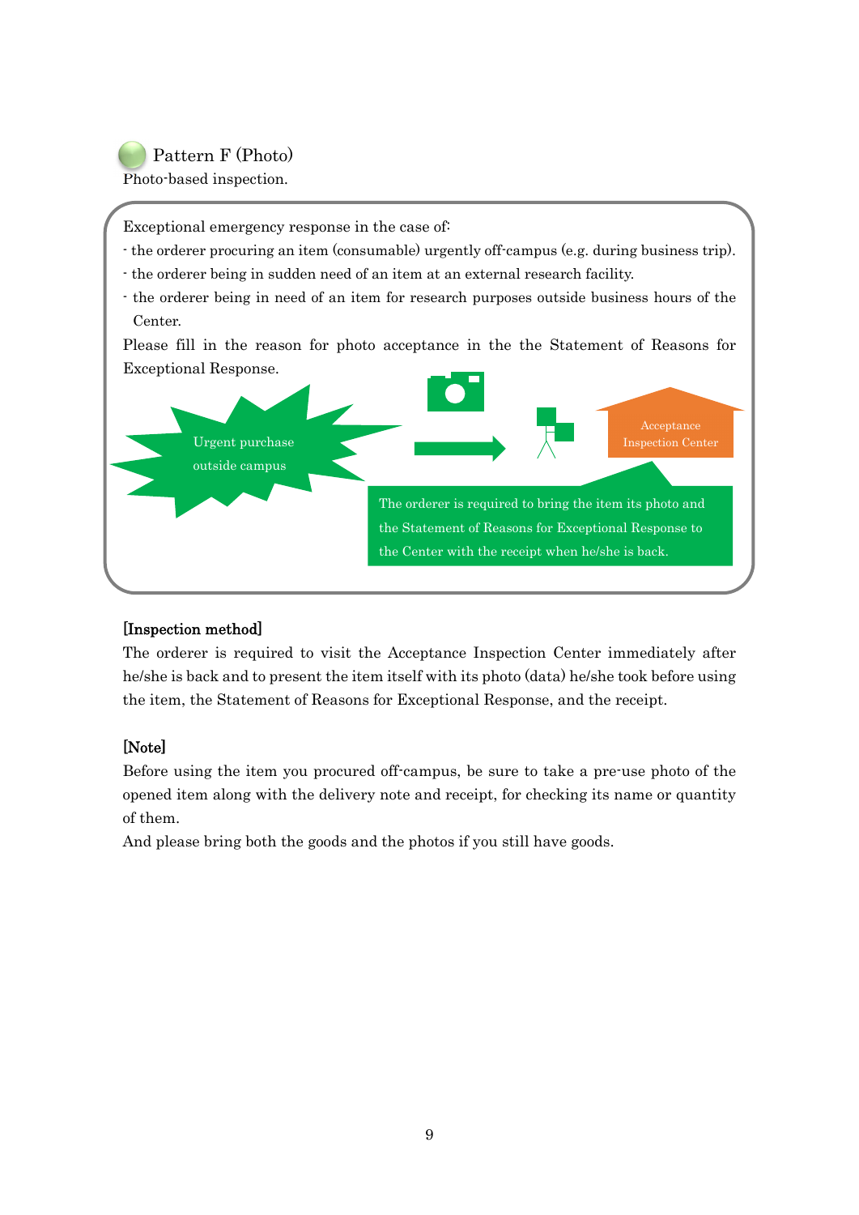## Pattern F (Photo)

Photo-based inspection.

Exceptional emergency response in the case of:

- the orderer procuring an item (consumable) urgently off-campus (e.g. during business trip).
- the orderer being in sudden need of an item at an external research facility.
- the orderer being in need of an item for research purposes outside business hours of the Center.

Please fill in the reason for photo acceptance in the the Statement of Reasons for Exceptional Response.

Urgent purchase outside campus

Acceptance Inspection Center

The orderer is required to bring the item its photo and the Statement of Reasons for Exceptional Response to the Center with the receipt when he/she is back.

**[Inspection method]**

The orderer is required to visit the Acceptance Inspection Center immediately after he/she is back and to present the item itself with its photo (data) he/she took before using the item, the Statement of Reasons for Exceptional Response, and the receipt.

**[Note]**

Before using the item you procured off-campus, be sure to take a pre-use photo of the opened item along with the delivery note and receipt, for checking its name or quantity of them.

And please bring both the goods and the photos if you still have goods.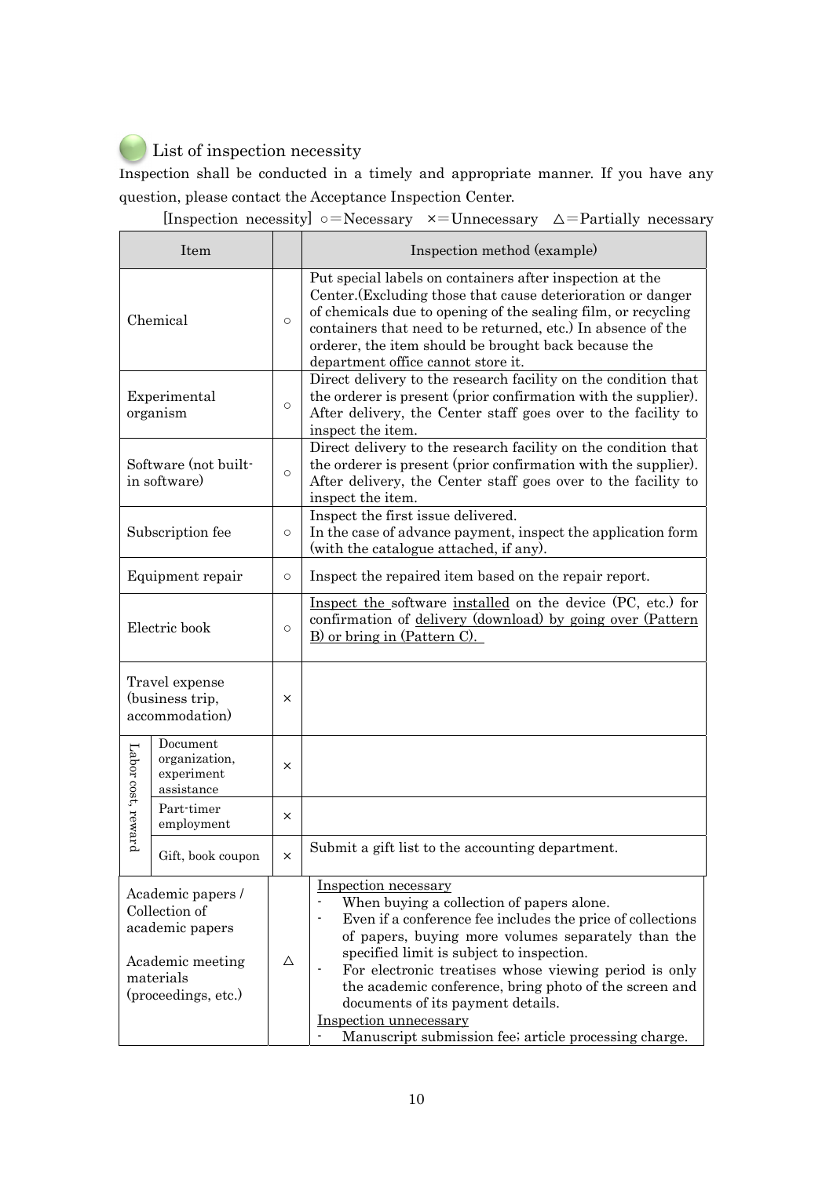## List of inspection necessity

Inspection shall be conducted in a timely and appropriate manner. If you have any question, please contact the Acceptance Inspection Center.

[Inspection necessity] ○=Necessary ×=Unnecessary △=Partially necessary

| Item | | | Inspection method (example) |
|---|---|---|---|
| Chemical | | ○ | Put special labels on containers after inspection at the Center.(Excluding those that cause deterioration or danger of chemicals due to opening of the sealing film, or recycling containers that need to be returned, etc.) In absence of the orderer, the item should be brought back because the department office cannot store it. |
| Experimental organism | | ○ | Direct delivery to the research facility on the condition that the orderer is present (prior confirmation with the supplier). After delivery, the Center staff goes over to the facility to inspect the item. |
| Software (not built-in software) | | ○ | Direct delivery to the research facility on the condition that the orderer is present (prior confirmation with the supplier). After delivery, the Center staff goes over to the facility to inspect the item. |
| Subscription fee | | ○ | Inspect the first issue delivered.<br>In the case of advance payment, inspect the application form (with the catalogue attached, if any). |
| Equipment repair | | ○ | Inspect the repaired item based on the repair report. |
| Electric book | | ○ | <u>Inspect the</u> software <u>installed</u> on the device (PC, etc.) for confirmation of <u>delivery (download) by going over (Pattern B) or bring in (Pattern C).</u> |
| Travel expense (business trip, accommodation) | | × | |
| Labor cost, reward | Document organization, experiment assistance | × | |
| | Part-timer employment | × | |
| | Gift, book coupon | × | Submit a gift list to the accounting department. |
| Academic papers / Collection of academic papers<br><br>Academic meeting materials (proceedings, etc.) | | △ | <u>Inspection necessary</u><br>- When buying a collection of papers alone.<br>- Even if a conference fee includes the price of collections of papers, buying more volumes separately than the specified limit is subject to inspection.<br>- For electronic treatises whose viewing period is only the academic conference, bring photo of the screen and documents of its payment details.<br><u>Inspection unnecessary</u><br>- Manuscript submission fee; article processing charge. |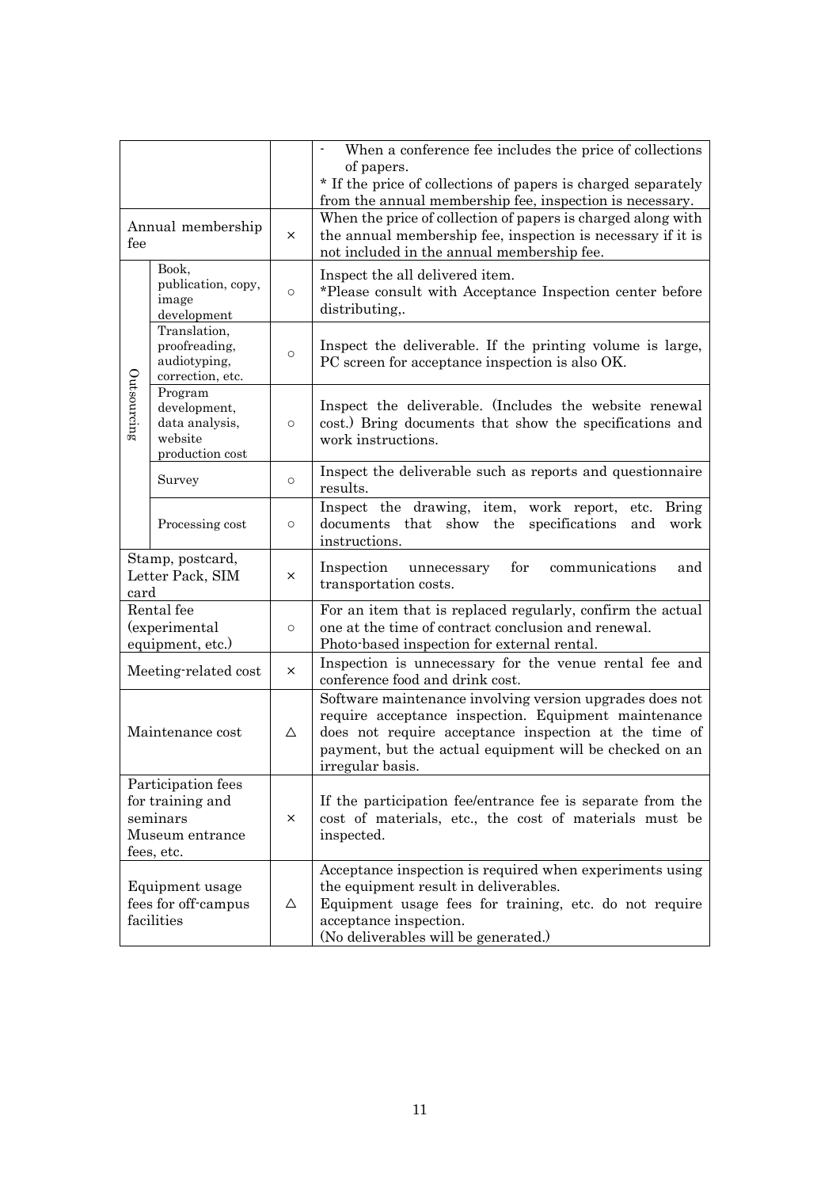| | | | |
|---|---|---|---|
| | | | - When a conference fee includes the price of collections of papers.<br>* If the price of collections of papers is charged separately from the annual membership fee, inspection is necessary. |
| Annual membership fee | | × | When the price of collection of papers is charged along with the annual membership fee, inspection is necessary if it is not included in the annual membership fee. |
| Outsourcing | Book, publication, copy, image development | ○ | Inspect the all delivered item.<br>*Please consult with Acceptance Inspection center before distributing,. |
| | Translation, proofreading, audiotyping, correction, etc. | ○ | Inspect the deliverable. If the printing volume is large, PC screen for acceptance inspection is also OK. |
| | Program development, data analysis, website production cost | ○ | Inspect the deliverable. (Includes the website renewal cost.) Bring documents that show the specifications and work instructions. |
| | Survey | ○ | Inspect the deliverable such as reports and questionnaire results. |
| | Processing cost | ○ | Inspect the drawing, item, work report, etc. Bring documents that show the specifications and work instructions. |
| Stamp, postcard, Letter Pack, SIM card | | × | Inspection unnecessary for communications and transportation costs. |
| Rental fee (experimental equipment, etc.) | | ○ | For an item that is replaced regularly, confirm the actual one at the time of contract conclusion and renewal.<br>Photo-based inspection for external rental. |
| Meeting-related cost | | × | Inspection is unnecessary for the venue rental fee and conference food and drink cost. |
| Maintenance cost | | △ | Software maintenance involving version upgrades does not require acceptance inspection. Equipment maintenance does not require acceptance inspection at the time of payment, but the actual equipment will be checked on an irregular basis. |
| Participation fees for training and seminars<br>Museum entrance fees, etc. | | × | If the participation fee/entrance fee is separate from the cost of materials, etc., the cost of materials must be inspected. |
| Equipment usage fees for off-campus facilities | | △ | Acceptance inspection is required when experiments using the equipment result in deliverables.<br>Equipment usage fees for training, etc. do not require acceptance inspection.<br>(No deliverables will be generated.) |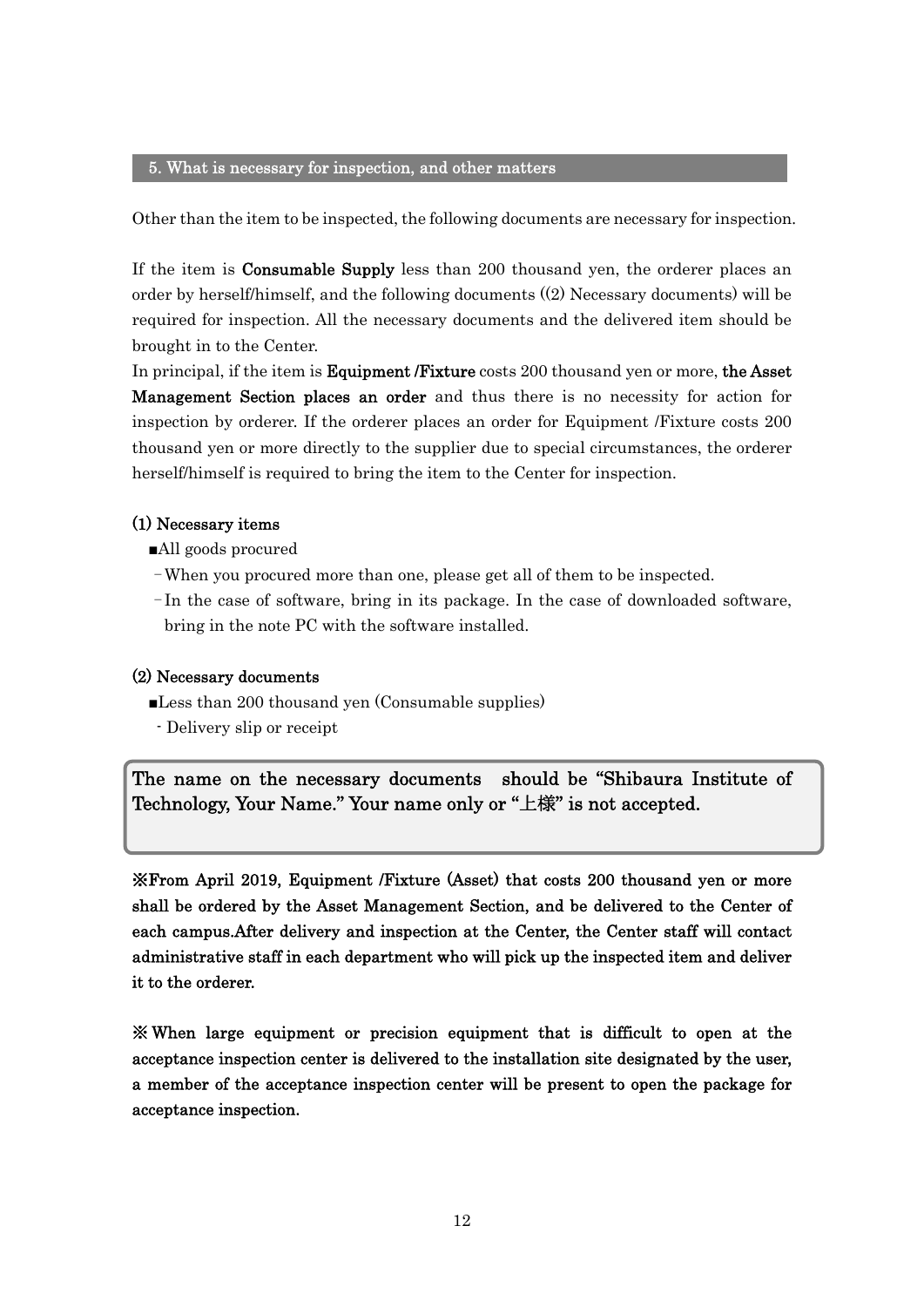## 5. What is necessary for inspection, and other matters

Other than the item to be inspected, the following documents are necessary for inspection.

If the item is **Consumable Supply** less than 200 thousand yen, the orderer places an order by herself/himself, and the following documents ((2) Necessary documents) will be required for inspection. All the necessary documents and the delivered item should be brought in to the Center.

In principal, if the item is **Equipment /Fixture** costs 200 thousand yen or more, **the Asset Management Section places an order** and thus there is no necessity for action for inspection by orderer. If the orderer places an order for Equipment /Fixture costs 200 thousand yen or more directly to the supplier due to special circumstances, the orderer herself/himself is required to bring the item to the Center for inspection.

### (1) Necessary items

■All goods procured

－When you procured more than one, please get all of them to be inspected.

－In the case of software, bring in its package. In the case of downloaded software, bring in the note PC with the software installed.

### (2) Necessary documents

■Less than 200 thousand yen (Consumable supplies)

- Delivery slip or receipt

**The name on the necessary documents should be "Shibaura Institute of Technology, Your Name." Your name only or "上様" is not accepted.**

**※From April 2019, Equipment /Fixture (Asset) that costs 200 thousand yen or more shall be ordered by the Asset Management Section, and be delivered to the Center of each campus.After delivery and inspection at the Center, the Center staff will contact administrative staff in each department who will pick up the inspected item and deliver it to the orderer.**

**※ When large equipment or precision equipment that is difficult to open at the acceptance inspection center is delivered to the installation site designated by the user, a member of the acceptance inspection center will be present to open the package for acceptance inspection.**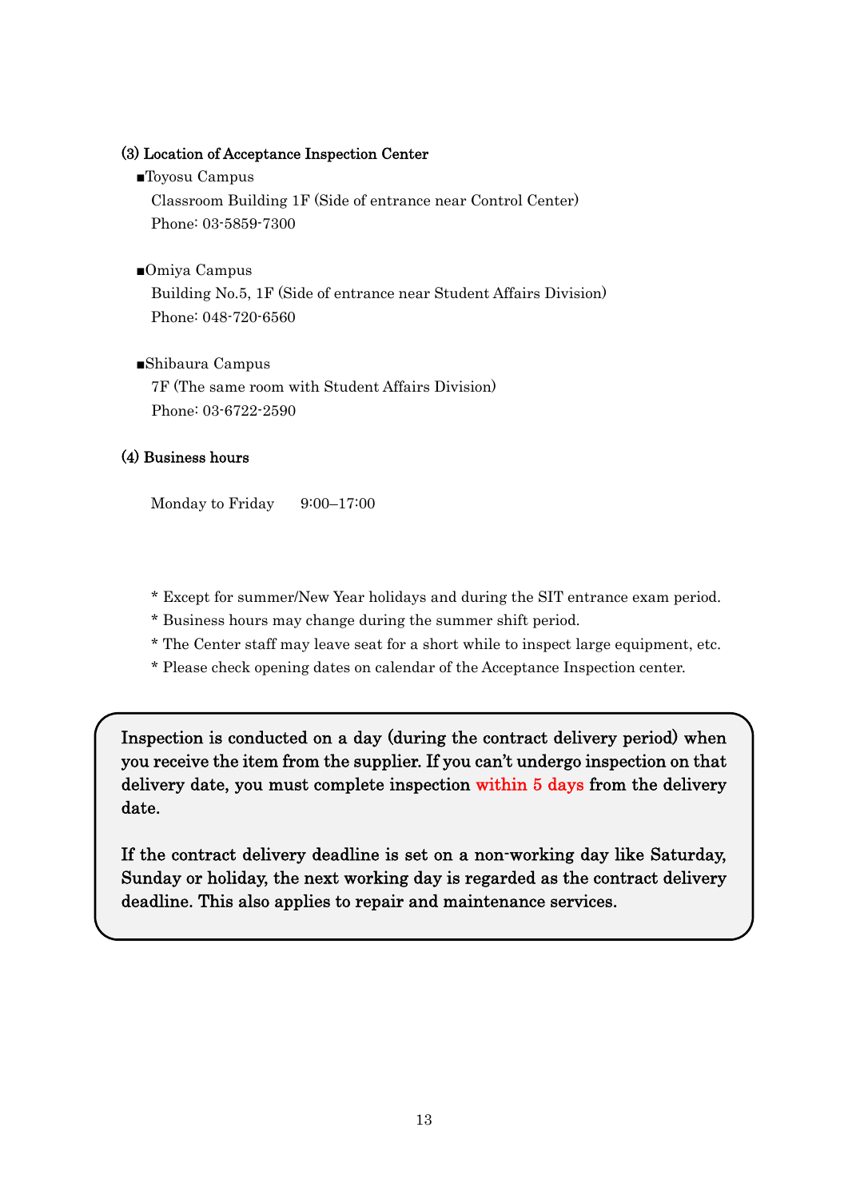### (3) Location of Acceptance Inspection Center

■Toyosu Campus
Classroom Building 1F (Side of entrance near Control Center)
Phone: 03-5859-7300

■Omiya Campus
Building No.5, 1F (Side of entrance near Student Affairs Division)
Phone: 048-720-6560

■Shibaura Campus
7F (The same room with Student Affairs Division)
Phone: 03-6722-2590

### (4) Business hours

Monday to Friday 9:00–17:00

* Except for summer/New Year holidays and during the SIT entrance exam period.
* Business hours may change during the summer shift period.
* The Center staff may leave seat for a short while to inspect large equipment, etc.
* Please check opening dates on calendar of the Acceptance Inspection center.

**Inspection is conducted on a day (during the contract delivery period) when you receive the item from the supplier. If you can't undergo inspection on that delivery date, you must complete inspection within 5 days from the delivery date.**

**If the contract delivery deadline is set on a non-working day like Saturday, Sunday or holiday, the next working day is regarded as the contract delivery deadline. This also applies to repair and maintenance services.**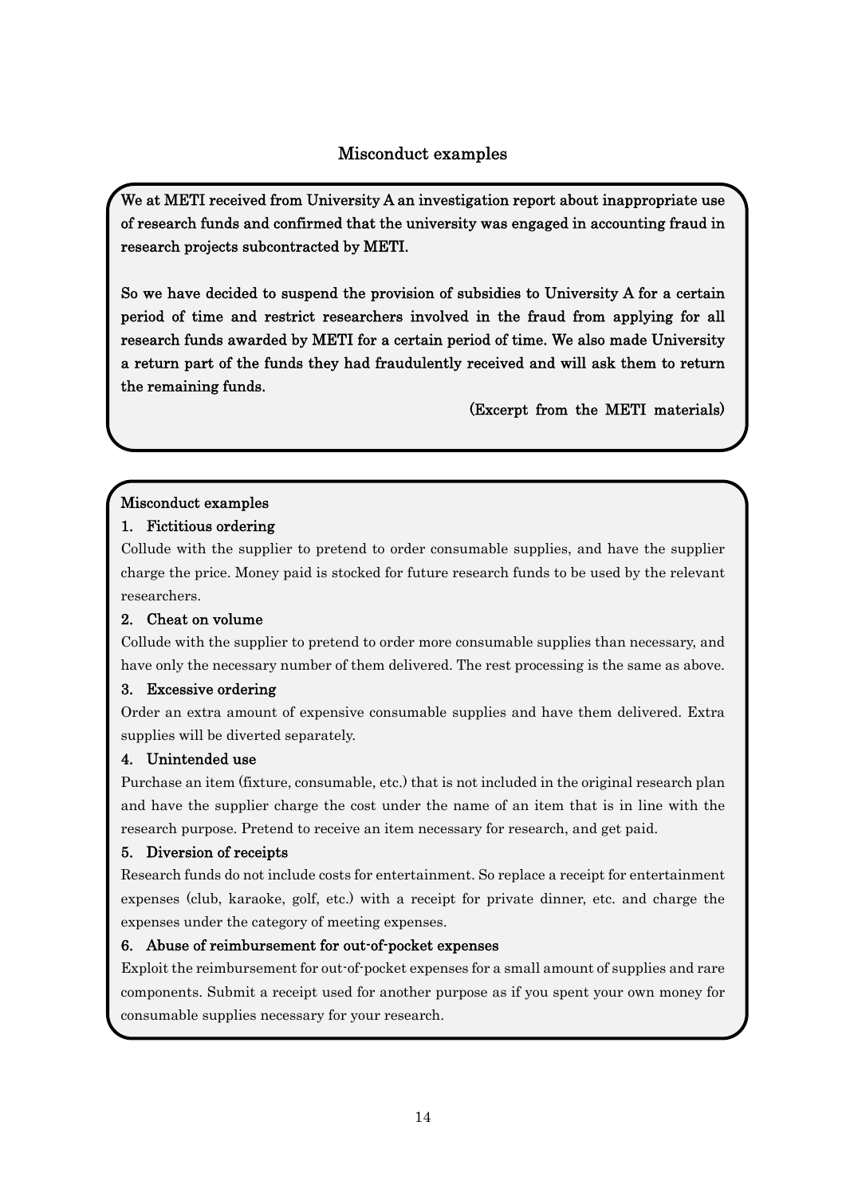## Misconduct examples

**We at METI received from University A an investigation report about inappropriate use of research funds and confirmed that the university was engaged in accounting fraud in research projects subcontracted by METI.**

**So we have decided to suspend the provision of subsidies to University A for a certain period of time and restrict researchers involved in the fraud from applying for all research funds awarded by METI for a certain period of time. We also made University a return part of the funds they had fraudulently received and will ask them to return the remaining funds.**

**(Excerpt from the METI materials)**

### Misconduct examples

**1. Fictitious ordering**

Collude with the supplier to pretend to order consumable supplies, and have the supplier charge the price. Money paid is stocked for future research funds to be used by the relevant researchers.

**2. Cheat on volume**

Collude with the supplier to pretend to order more consumable supplies than necessary, and have only the necessary number of them delivered. The rest processing is the same as above.

**3. Excessive ordering**

Order an extra amount of expensive consumable supplies and have them delivered. Extra supplies will be diverted separately.

**4. Unintended use**

Purchase an item (fixture, consumable, etc.) that is not included in the original research plan and have the supplier charge the cost under the name of an item that is in line with the research purpose. Pretend to receive an item necessary for research, and get paid.

**5. Diversion of receipts**

Research funds do not include costs for entertainment. So replace a receipt for entertainment expenses (club, karaoke, golf, etc.) with a receipt for private dinner, etc. and charge the expenses under the category of meeting expenses.

**6. Abuse of reimbursement for out-of-pocket expenses**

Exploit the reimbursement for out-of-pocket expenses for a small amount of supplies and rare components. Submit a receipt used for another purpose as if you spent your own money for consumable supplies necessary for your research.